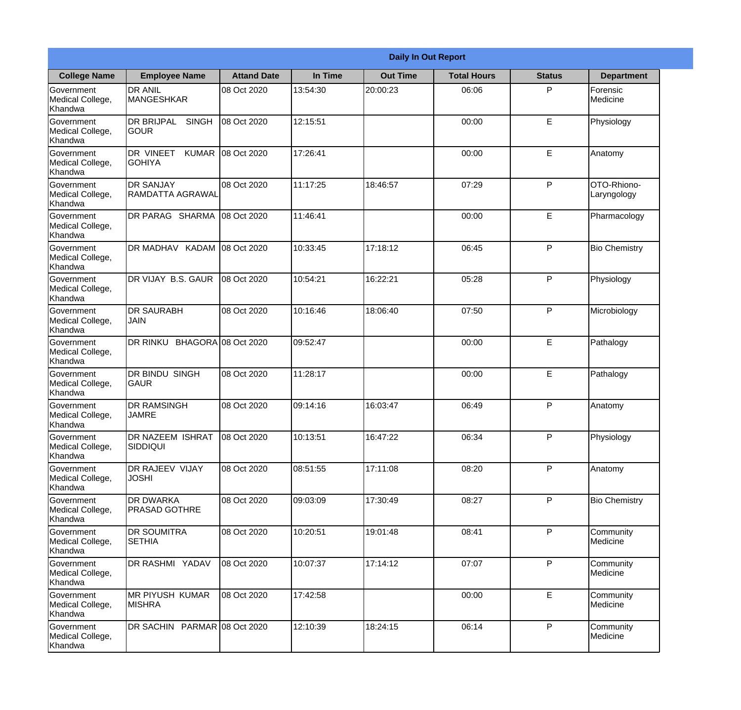| Daily In Out Report | | | | | | | |
|---|---|---|---|---|---|---|---|
| **College Name** | **Employee Name** | **Attand Date** | **In Time** | **Out Time** | **Total Hours** | **Status** | **Department** |
| Government Medical College, Khandwa | DR ANIL MANGESHKAR | 08 Oct 2020 | 13:54:30 | 20:00:23 | 06:06 | P | Forensic Medicine |
| Government Medical College, Khandwa | DR BRIJPAL SINGH GOUR | 08 Oct 2020 | 12:15:51 | | 00:00 | E | Physiology |
| Government Medical College, Khandwa | DR VINEET KUMAR GOHIYA | 08 Oct 2020 | 17:26:41 | | 00:00 | E | Anatomy |
| Government Medical College, Khandwa | DR SANJAY RAMDATTA AGRAWAL | 08 Oct 2020 | 11:17:25 | 18:46:57 | 07:29 | P | OTO-Rhiono-Laryngology |
| Government Medical College, Khandwa | DR PARAG SHARMA | 08 Oct 2020 | 11:46:41 | | 00:00 | E | Pharmacology |
| Government Medical College, Khandwa | DR MADHAV KADAM | 08 Oct 2020 | 10:33:45 | 17:18:12 | 06:45 | P | Bio Chemistry |
| Government Medical College, Khandwa | DR VIJAY B.S. GAUR | 08 Oct 2020 | 10:54:21 | 16:22:21 | 05:28 | P | Physiology |
| Government Medical College, Khandwa | DR SAURABH JAIN | 08 Oct 2020 | 10:16:46 | 18:06:40 | 07:50 | P | Microbiology |
| Government Medical College, Khandwa | DR RINKU BHAGORA | 08 Oct 2020 | 09:52:47 | | 00:00 | E | Pathalogy |
| Government Medical College, Khandwa | DR BINDU SINGH GAUR | 08 Oct 2020 | 11:28:17 | | 00:00 | E | Pathalogy |
| Government Medical College, Khandwa | DR RAMSINGH JAMRE | 08 Oct 2020 | 09:14:16 | 16:03:47 | 06:49 | P | Anatomy |
| Government Medical College, Khandwa | DR NAZEEM ISHRAT SIDDIQUI | 08 Oct 2020 | 10:13:51 | 16:47:22 | 06:34 | P | Physiology |
| Government Medical College, Khandwa | DR RAJEEV VIJAY JOSHI | 08 Oct 2020 | 08:51:55 | 17:11:08 | 08:20 | P | Anatomy |
| Government Medical College, Khandwa | DR DWARKA PRASAD GOTHRE | 08 Oct 2020 | 09:03:09 | 17:30:49 | 08:27 | P | Bio Chemistry |
| Government Medical College, Khandwa | DR SOUMITRA SETHIA | 08 Oct 2020 | 10:20:51 | 19:01:48 | 08:41 | P | Community Medicine |
| Government Medical College, Khandwa | DR RASHMI YADAV | 08 Oct 2020 | 10:07:37 | 17:14:12 | 07:07 | P | Community Medicine |
| Government Medical College, Khandwa | MR PIYUSH KUMAR MISHRA | 08 Oct 2020 | 17:42:58 | | 00:00 | E | Community Medicine |
| Government Medical College, Khandwa | DR SACHIN PARMAR | 08 Oct 2020 | 12:10:39 | 18:24:15 | 06:14 | P | Community Medicine |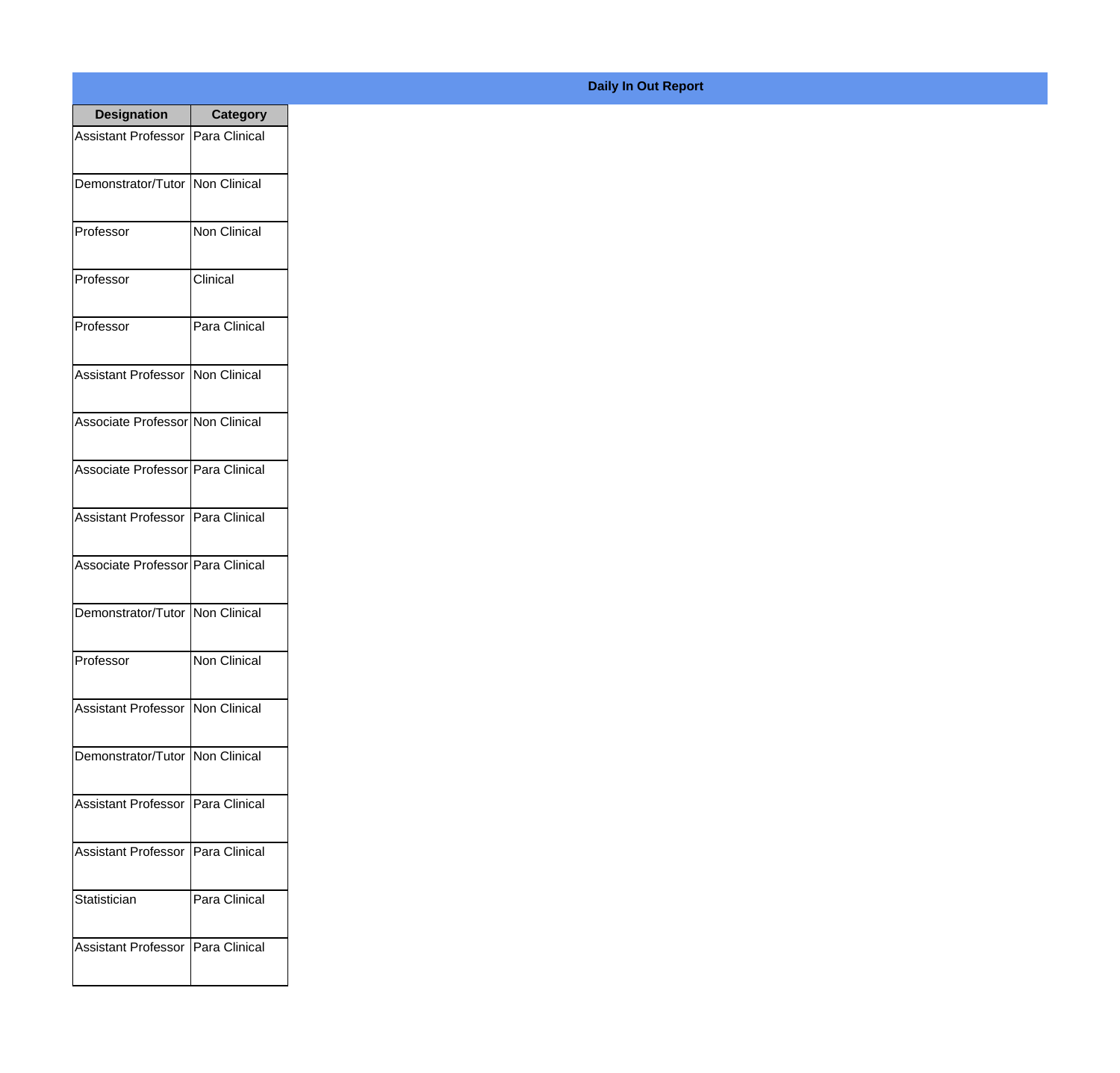**Daily In Out Report**

| Designation | Category |
|---|---|
| Assistant Professor | Para Clinical |
| Demonstrator/Tutor | Non Clinical |
| Professor | Non Clinical |
| Professor | Clinical |
| Professor | Para Clinical |
| Assistant Professor | Non Clinical |
| Associate Professor | Non Clinical |
| Associate Professor | Para Clinical |
| Assistant Professor | Para Clinical |
| Associate Professor | Para Clinical |
| Demonstrator/Tutor | Non Clinical |
| Professor | Non Clinical |
| Assistant Professor | Non Clinical |
| Demonstrator/Tutor | Non Clinical |
| Assistant Professor | Para Clinical |
| Assistant Professor | Para Clinical |
| Statistician | Para Clinical |
| Assistant Professor | Para Clinical |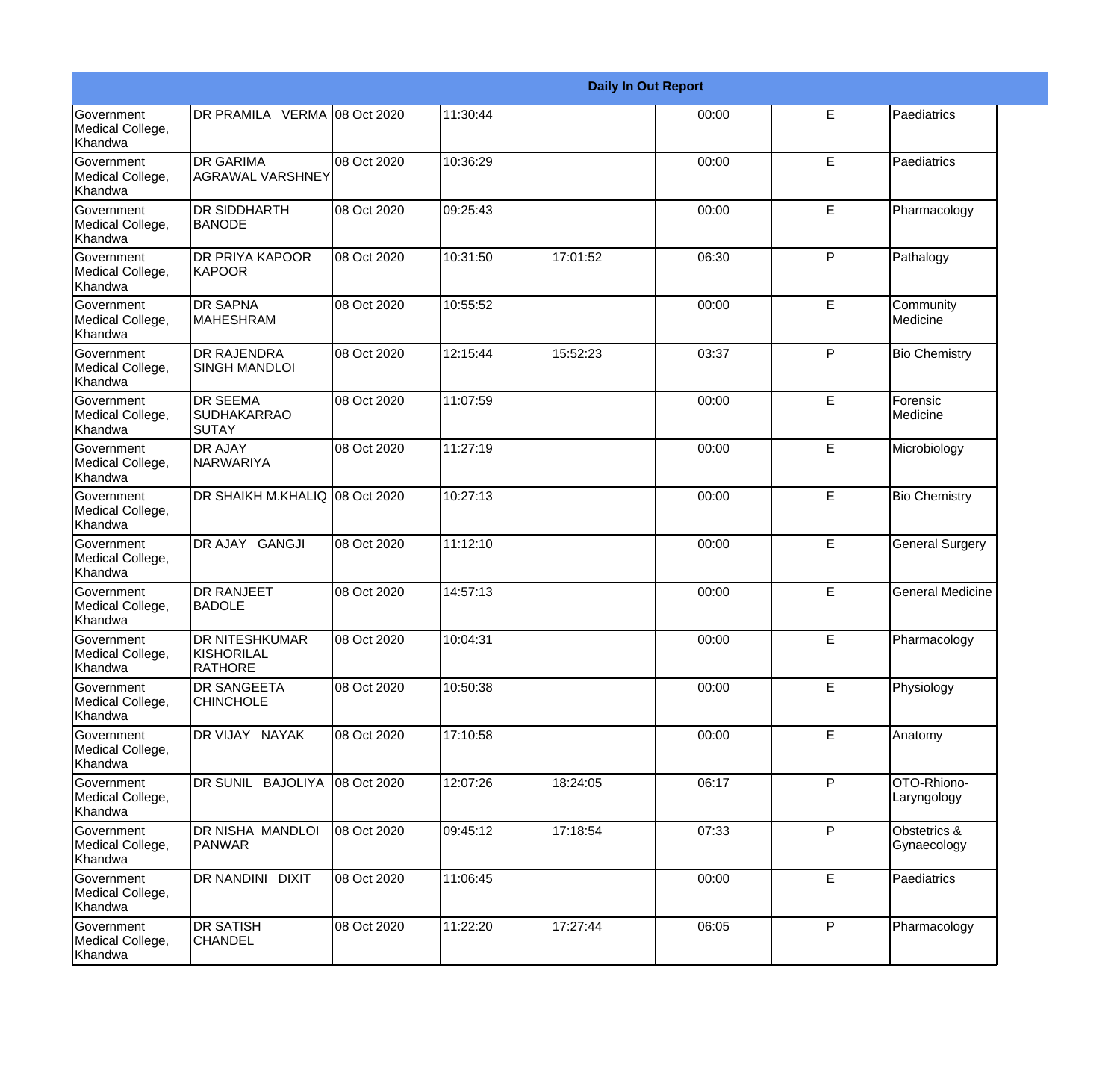| Daily In Out Report | | | | | | | |
|---|---|---|---|---|---|---|---|
| Government Medical College, Khandwa | DR PRAMILA VERMA | 08 Oct 2020 | 11:30:44 | | 00:00 | E | Paediatrics |
| Government Medical College, Khandwa | DR GARIMA AGRAWAL VARSHNEY | 08 Oct 2020 | 10:36:29 | | 00:00 | E | Paediatrics |
| Government Medical College, Khandwa | DR SIDDHARTH BANODE | 08 Oct 2020 | 09:25:43 | | 00:00 | E | Pharmacology |
| Government Medical College, Khandwa | DR PRIYA KAPOOR KAPOOR | 08 Oct 2020 | 10:31:50 | 17:01:52 | 06:30 | P | Pathalogy |
| Government Medical College, Khandwa | DR SAPNA MAHESHRAM | 08 Oct 2020 | 10:55:52 | | 00:00 | E | Community Medicine |
| Government Medical College, Khandwa | DR RAJENDRA SINGH MANDLOI | 08 Oct 2020 | 12:15:44 | 15:52:23 | 03:37 | P | Bio Chemistry |
| Government Medical College, Khandwa | DR SEEMA SUDHAKARRAO SUTAY | 08 Oct 2020 | 11:07:59 | | 00:00 | E | Forensic Medicine |
| Government Medical College, Khandwa | DR AJAY NARWARIYA | 08 Oct 2020 | 11:27:19 | | 00:00 | E | Microbiology |
| Government Medical College, Khandwa | DR SHAIKH M.KHALIQ | 08 Oct 2020 | 10:27:13 | | 00:00 | E | Bio Chemistry |
| Government Medical College, Khandwa | DR AJAY GANGJI | 08 Oct 2020 | 11:12:10 | | 00:00 | E | General Surgery |
| Government Medical College, Khandwa | DR RANJEET BADOLE | 08 Oct 2020 | 14:57:13 | | 00:00 | E | General Medicine |
| Government Medical College, Khandwa | DR NITESHKUMAR KISHORILAL RATHORE | 08 Oct 2020 | 10:04:31 | | 00:00 | E | Pharmacology |
| Government Medical College, Khandwa | DR SANGEETA CHINCHOLE | 08 Oct 2020 | 10:50:38 | | 00:00 | E | Physiology |
| Government Medical College, Khandwa | DR VIJAY NAYAK | 08 Oct 2020 | 17:10:58 | | 00:00 | E | Anatomy |
| Government Medical College, Khandwa | DR SUNIL BAJOLIYA | 08 Oct 2020 | 12:07:26 | 18:24:05 | 06:17 | P | OTO-Rhiono-Laryngology |
| Government Medical College, Khandwa | DR NISHA MANDLOI PANWAR | 08 Oct 2020 | 09:45:12 | 17:18:54 | 07:33 | P | Obstetrics & Gynaecology |
| Government Medical College, Khandwa | DR NANDINI DIXIT | 08 Oct 2020 | 11:06:45 | | 00:00 | E | Paediatrics |
| Government Medical College, Khandwa | DR SATISH CHANDEL | 08 Oct 2020 | 11:22:20 | 17:27:44 | 06:05 | P | Pharmacology |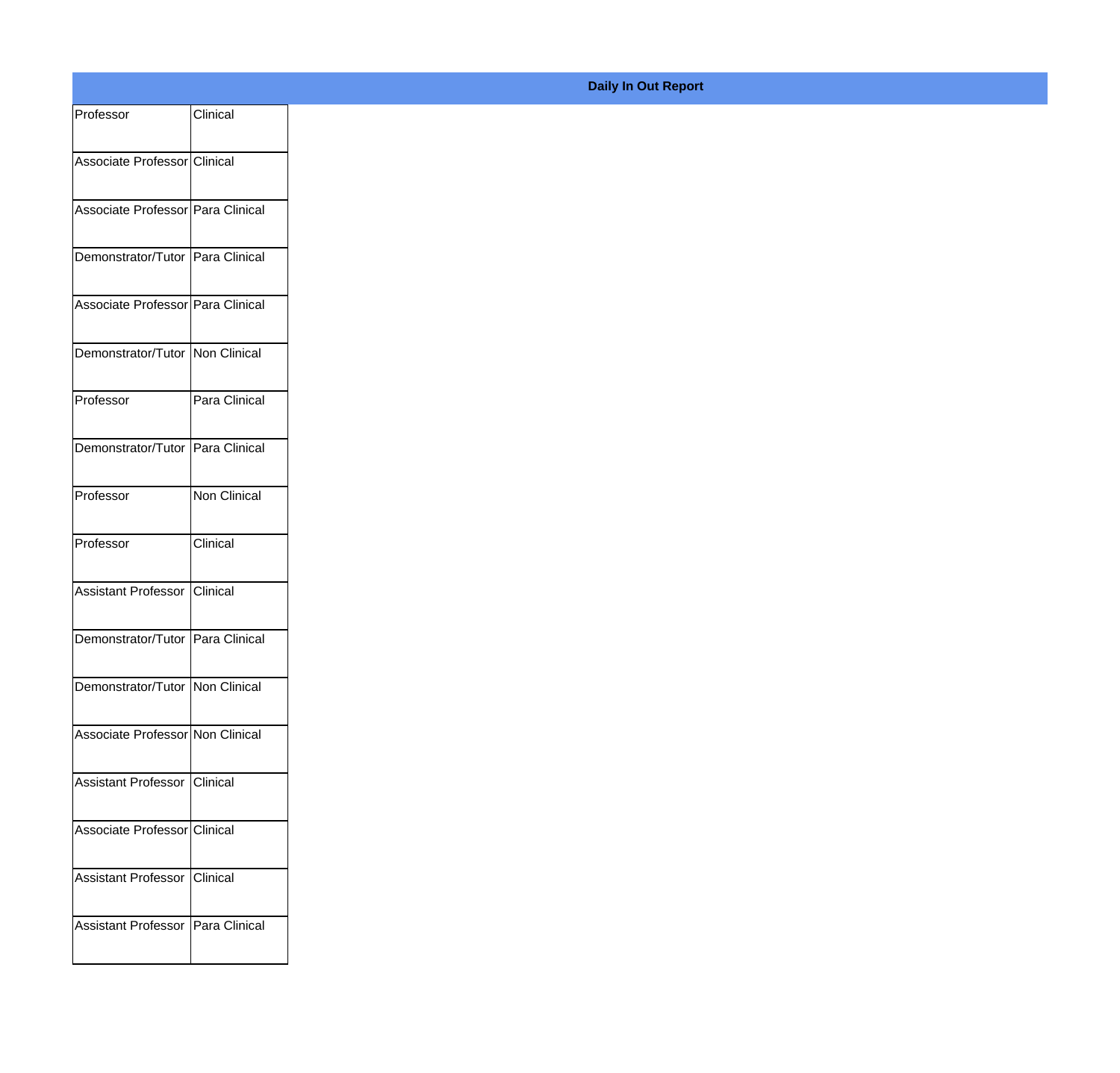**Daily In Out Report**

| | |
|---|---|
| Professor | Clinical |
| Associate Professor | Clinical |
| Associate Professor | Para Clinical |
| Demonstrator/Tutor | Para Clinical |
| Associate Professor | Para Clinical |
| Demonstrator/Tutor | Non Clinical |
| Professor | Para Clinical |
| Demonstrator/Tutor | Para Clinical |
| Professor | Non Clinical |
| Professor | Clinical |
| Assistant Professor | Clinical |
| Demonstrator/Tutor | Para Clinical |
| Demonstrator/Tutor | Non Clinical |
| Associate Professor | Non Clinical |
| Assistant Professor | Clinical |
| Associate Professor | Clinical |
| Assistant Professor | Clinical |
| Assistant Professor | Para Clinical |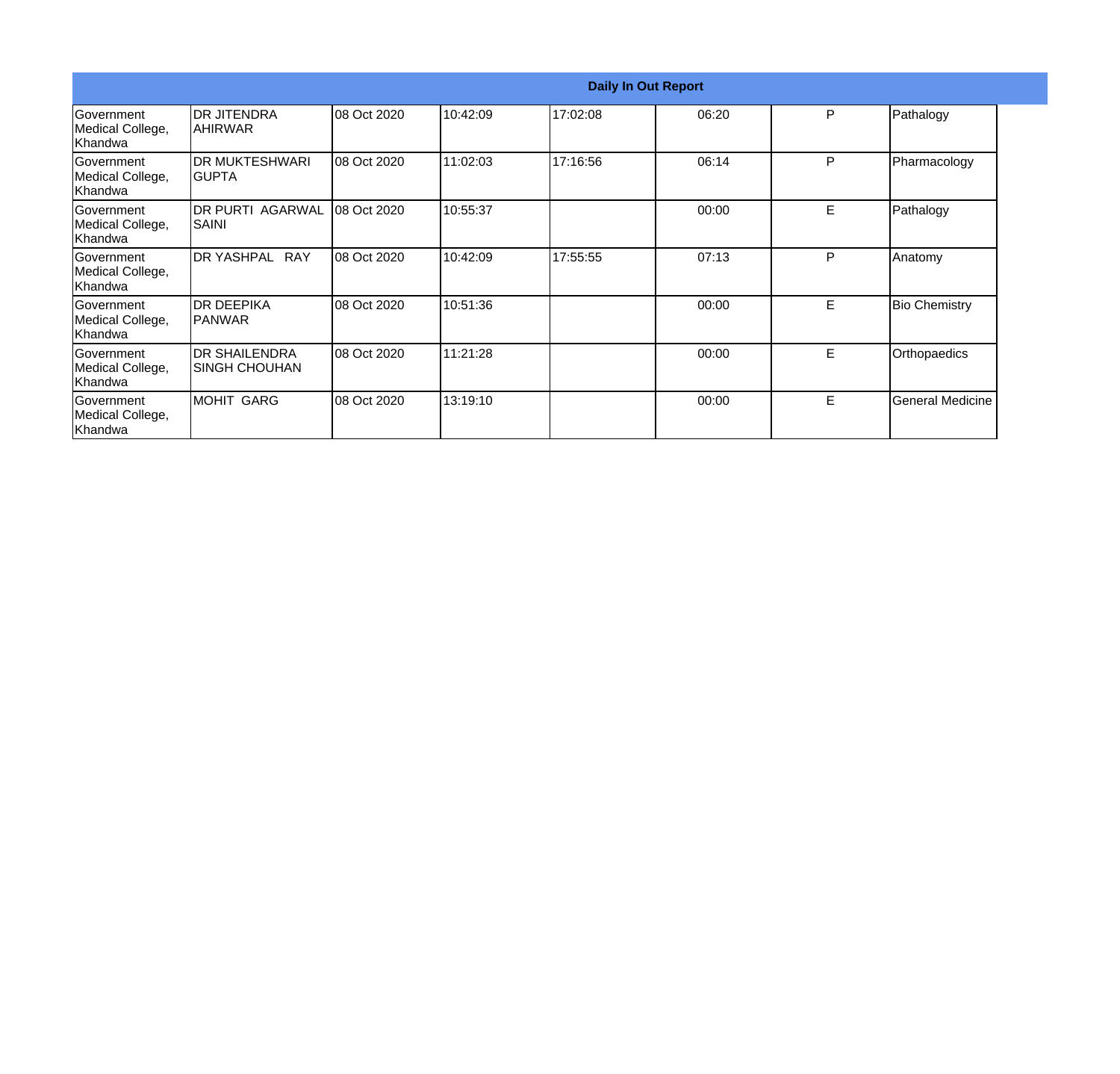| Daily In Out Report | | | | | | | |
|---|---|---|---|---|---|---|---|
| Government Medical College, Khandwa | DR JITENDRA AHIRWAR | 08 Oct 2020 | 10:42:09 | 17:02:08 | 06:20 | P | Pathalogy |
| Government Medical College, Khandwa | DR MUKTESHWARI GUPTA | 08 Oct 2020 | 11:02:03 | 17:16:56 | 06:14 | P | Pharmacology |
| Government Medical College, Khandwa | DR PURTI AGARWAL SAINI | 08 Oct 2020 | 10:55:37 | | 00:00 | E | Pathalogy |
| Government Medical College, Khandwa | DR YASHPAL RAY | 08 Oct 2020 | 10:42:09 | 17:55:55 | 07:13 | P | Anatomy |
| Government Medical College, Khandwa | DR DEEPIKA PANWAR | 08 Oct 2020 | 10:51:36 | | 00:00 | E | Bio Chemistry |
| Government Medical College, Khandwa | DR SHAILENDRA SINGH CHOUHAN | 08 Oct 2020 | 11:21:28 | | 00:00 | E | Orthopaedics |
| Government Medical College, Khandwa | MOHIT GARG | 08 Oct 2020 | 13:19:10 | | 00:00 | E | General Medicine |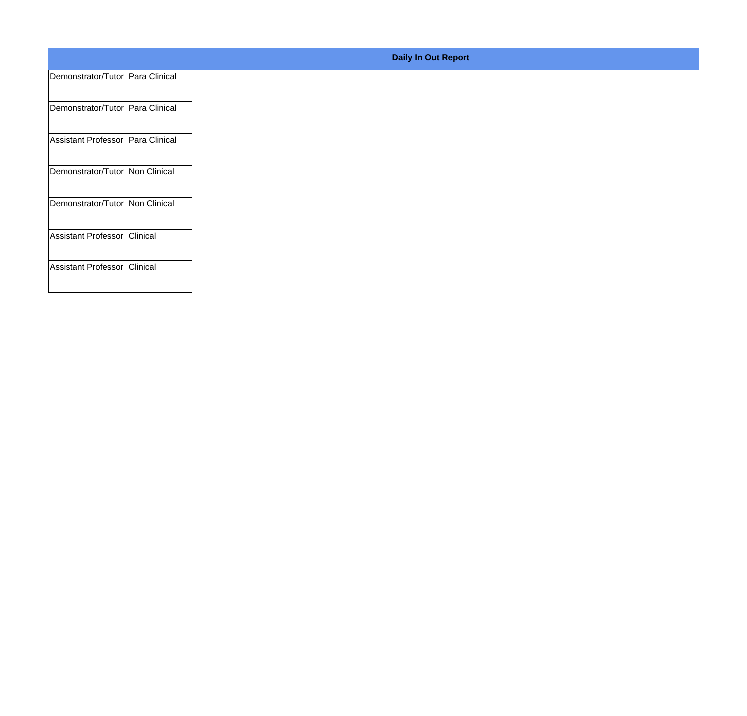**Daily In Out Report**

| | |
|---|---|
| Demonstrator/Tutor | Para Clinical |
| Demonstrator/Tutor | Para Clinical |
| Assistant Professor | Para Clinical |
| Demonstrator/Tutor | Non Clinical |
| Demonstrator/Tutor | Non Clinical |
| Assistant Professor | Clinical |
| Assistant Professor | Clinical |